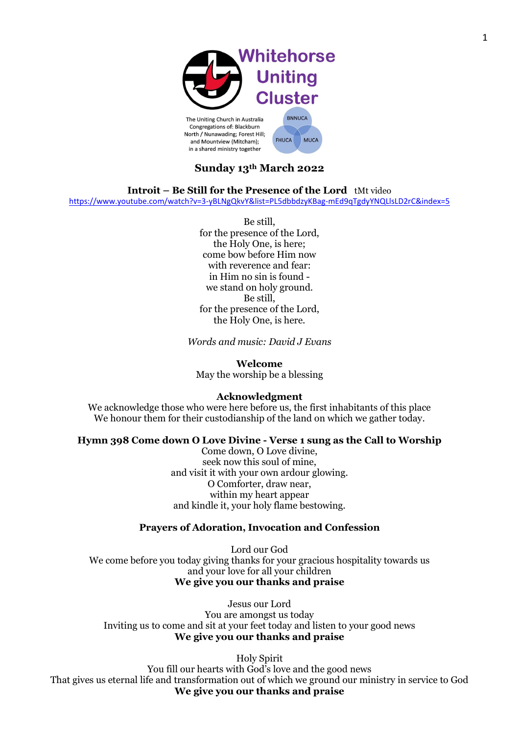# Whitehorse Uniting Cluster

The Uniting Church in Australia
Congregations of: Blackburn North / Nunawading; Forest Hill; and Mountview (Mitcham); in a shared ministry together

BNNUCA FHUCA MUCA

## Sunday 13th March 2022

**Introit – Be Still for the Presence of the Lord** tMt video
https://www.youtube.com/watch?v=3-yBLNgQkvY&list=PL5dbbdzyKBag-mEd9qTgdyYNQLlsLD2rC&index=5

Be still,
for the presence of the Lord,
the Holy One, is here;
come bow before Him now
with reverence and fear:
in Him no sin is found -
we stand on holy ground.
Be still,
for the presence of the Lord,
the Holy One, is here.

*Words and music: David J Evans*

**Welcome**
May the worship be a blessing

**Acknowledgment**
We acknowledge those who were here before us, the first inhabitants of this place
We honour them for their custodianship of the land on which we gather today.

**Hymn 398 Come down O Love Divine - Verse 1 sung as the Call to Worship**
Come down, O Love divine,
seek now this soul of mine,
and visit it with your own ardour glowing.
O Comforter, draw near,
within my heart appear
and kindle it, your holy flame bestowing.

**Prayers of Adoration, Invocation and Confession**

Lord our God
We come before you today giving thanks for your gracious hospitality towards us
and your love for all your children
**We give you our thanks and praise**

Jesus our Lord
You are amongst us today
Inviting us to come and sit at your feet today and listen to your good news
**We give you our thanks and praise**

Holy Spirit
You fill our hearts with God's love and the good news
That gives us eternal life and transformation out of which we ground our ministry in service to God
**We give you our thanks and praise**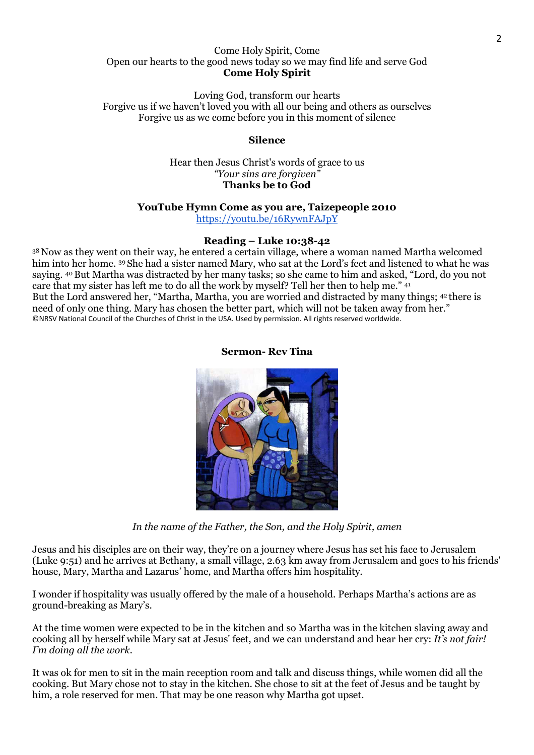Come Holy Spirit, Come
Open our hearts to the good news today so we may find life and serve God
**Come Holy Spirit**

Loving God, transform our hearts
Forgive us if we haven't loved you with all our being and others as ourselves
Forgive us as we come before you in this moment of silence

**Silence**

Hear then Jesus Christ's words of grace to us
*"Your sins are forgiven"*
**Thanks be to God**

**YouTube Hymn Come as you are, Taizepeople 2010**
https://youtu.be/16RywnFAJpY

**Reading – Luke 10:38-42**

38 Now as they went on their way, he entered a certain village, where a woman named Martha welcomed him into her home. 39 She had a sister named Mary, who sat at the Lord's feet and listened to what he was saying. 40 But Martha was distracted by her many tasks; so she came to him and asked, "Lord, do you not care that my sister has left me to do all the work by myself? Tell her then to help me." 41
But the Lord answered her, "Martha, Martha, you are worried and distracted by many things; 42 there is need of only one thing. Mary has chosen the better part, which will not be taken away from her."
©NRSV National Council of the Churches of Christ in the USA. Used by permission. All rights reserved worldwide.

**Sermon- Rev Tina**

*In the name of the Father, the Son, and the Holy Spirit, amen*

Jesus and his disciples are on their way, they're on a journey where Jesus has set his face to Jerusalem (Luke 9:51) and he arrives at Bethany, a small village, 2.63 km away from Jerusalem and goes to his friends' house, Mary, Martha and Lazarus' home, and Martha offers him hospitality.

I wonder if hospitality was usually offered by the male of a household. Perhaps Martha's actions are as ground-breaking as Mary's.

At the time women were expected to be in the kitchen and so Martha was in the kitchen slaving away and cooking all by herself while Mary sat at Jesus' feet, and we can understand and hear her cry: *It's not fair! I'm doing all the work.*

It was ok for men to sit in the main reception room and talk and discuss things, while women did all the cooking. But Mary chose not to stay in the kitchen. She chose to sit at the feet of Jesus and be taught by him, a role reserved for men. That may be one reason why Martha got upset.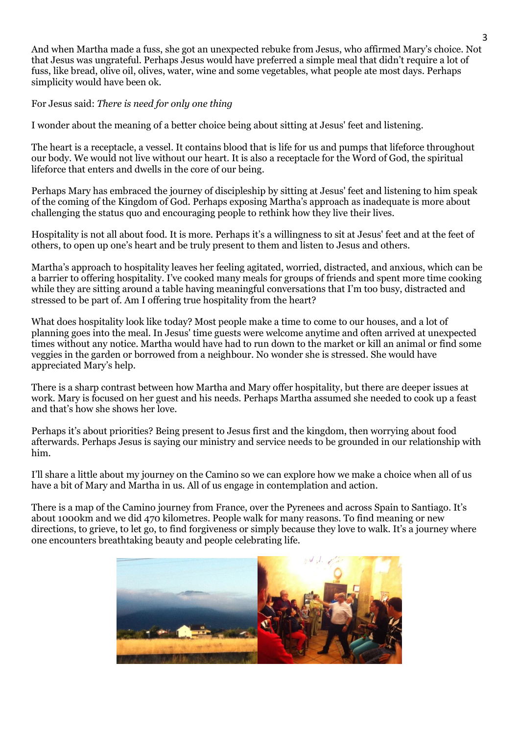And when Martha made a fuss, she got an unexpected rebuke from Jesus, who affirmed Mary's choice. Not that Jesus was ungrateful. Perhaps Jesus would have preferred a simple meal that didn't require a lot of fuss, like bread, olive oil, olives, water, wine and some vegetables, what people ate most days. Perhaps simplicity would have been ok.

For Jesus said: *There is need for only one thing*

I wonder about the meaning of a better choice being about sitting at Jesus' feet and listening.

The heart is a receptacle, a vessel. It contains blood that is life for us and pumps that lifeforce throughout our body. We would not live without our heart. It is also a receptacle for the Word of God, the spiritual lifeforce that enters and dwells in the core of our being.

Perhaps Mary has embraced the journey of discipleship by sitting at Jesus' feet and listening to him speak of the coming of the Kingdom of God. Perhaps exposing Martha's approach as inadequate is more about challenging the status quo and encouraging people to rethink how they live their lives.

Hospitality is not all about food. It is more. Perhaps it's a willingness to sit at Jesus' feet and at the feet of others, to open up one's heart and be truly present to them and listen to Jesus and others.

Martha's approach to hospitality leaves her feeling agitated, worried, distracted, and anxious, which can be a barrier to offering hospitality. I've cooked many meals for groups of friends and spent more time cooking while they are sitting around a table having meaningful conversations that I'm too busy, distracted and stressed to be part of. Am I offering true hospitality from the heart?

What does hospitality look like today? Most people make a time to come to our houses, and a lot of planning goes into the meal. In Jesus' time guests were welcome anytime and often arrived at unexpected times without any notice. Martha would have had to run down to the market or kill an animal or find some veggies in the garden or borrowed from a neighbour. No wonder she is stressed. She would have appreciated Mary's help.

There is a sharp contrast between how Martha and Mary offer hospitality, but there are deeper issues at work. Mary is focused on her guest and his needs. Perhaps Martha assumed she needed to cook up a feast and that's how she shows her love.

Perhaps it's about priorities? Being present to Jesus first and the kingdom, then worrying about food afterwards. Perhaps Jesus is saying our ministry and service needs to be grounded in our relationship with him.

I'll share a little about my journey on the Camino so we can explore how we make a choice when all of us have a bit of Mary and Martha in us. All of us engage in contemplation and action.

There is a map of the Camino journey from France, over the Pyrenees and across Spain to Santiago. It's about 1000km and we did 470 kilometres. People walk for many reasons. To find meaning or new directions, to grieve, to let go, to find forgiveness or simply because they love to walk. It's a journey where one encounters breathtaking beauty and people celebrating life.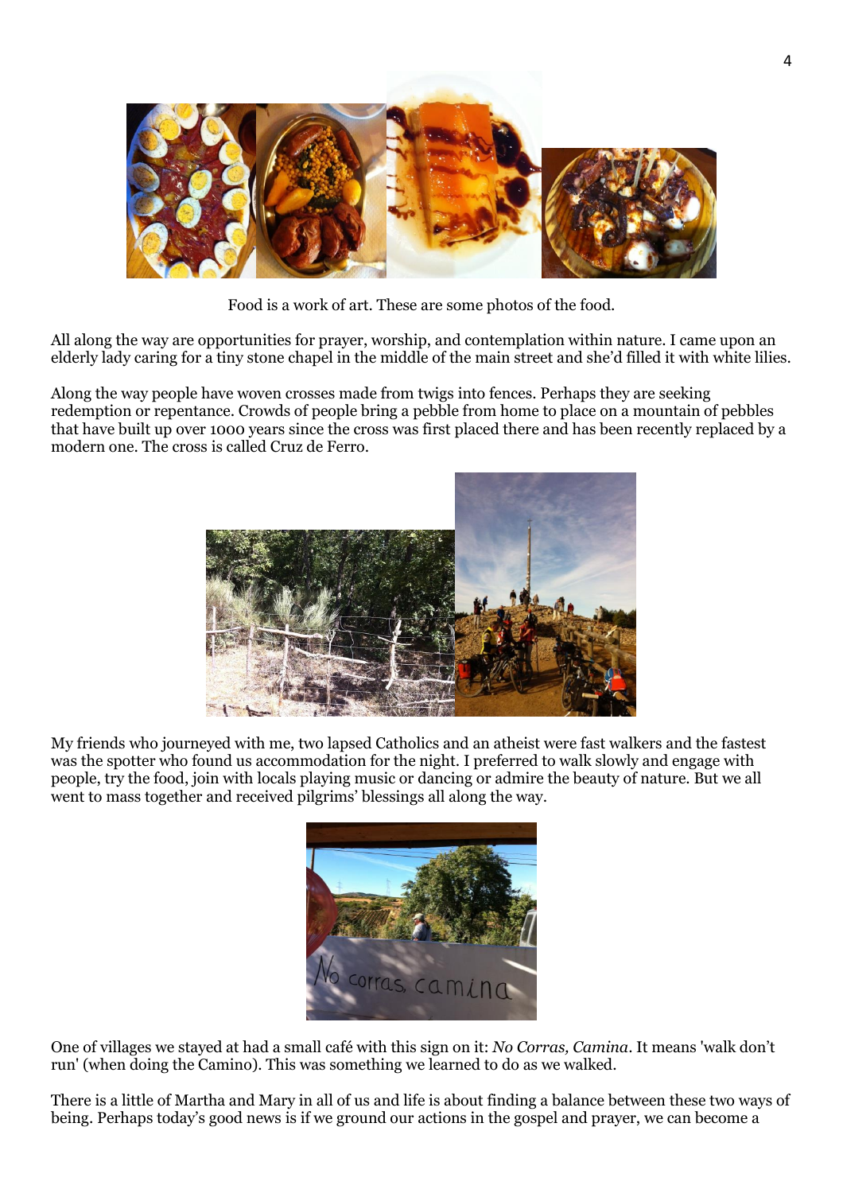Food is a work of art. These are some photos of the food.

All along the way are opportunities for prayer, worship, and contemplation within nature. I came upon an elderly lady caring for a tiny stone chapel in the middle of the main street and she'd filled it with white lilies.

Along the way people have woven crosses made from twigs into fences. Perhaps they are seeking redemption or repentance. Crowds of people bring a pebble from home to place on a mountain of pebbles that have built up over 1000 years since the cross was first placed there and has been recently replaced by a modern one. The cross is called Cruz de Ferro.

My friends who journeyed with me, two lapsed Catholics and an atheist were fast walkers and the fastest was the spotter who found us accommodation for the night. I preferred to walk slowly and engage with people, try the food, join with locals playing music or dancing or admire the beauty of nature. But we all went to mass together and received pilgrims' blessings all along the way.

One of villages we stayed at had a small café with this sign on it: *No Corras, Camina*. It means 'walk don't run' (when doing the Camino). This was something we learned to do as we walked.

There is a little of Martha and Mary in all of us and life is about finding a balance between these two ways of being. Perhaps today's good news is if we ground our actions in the gospel and prayer, we can become a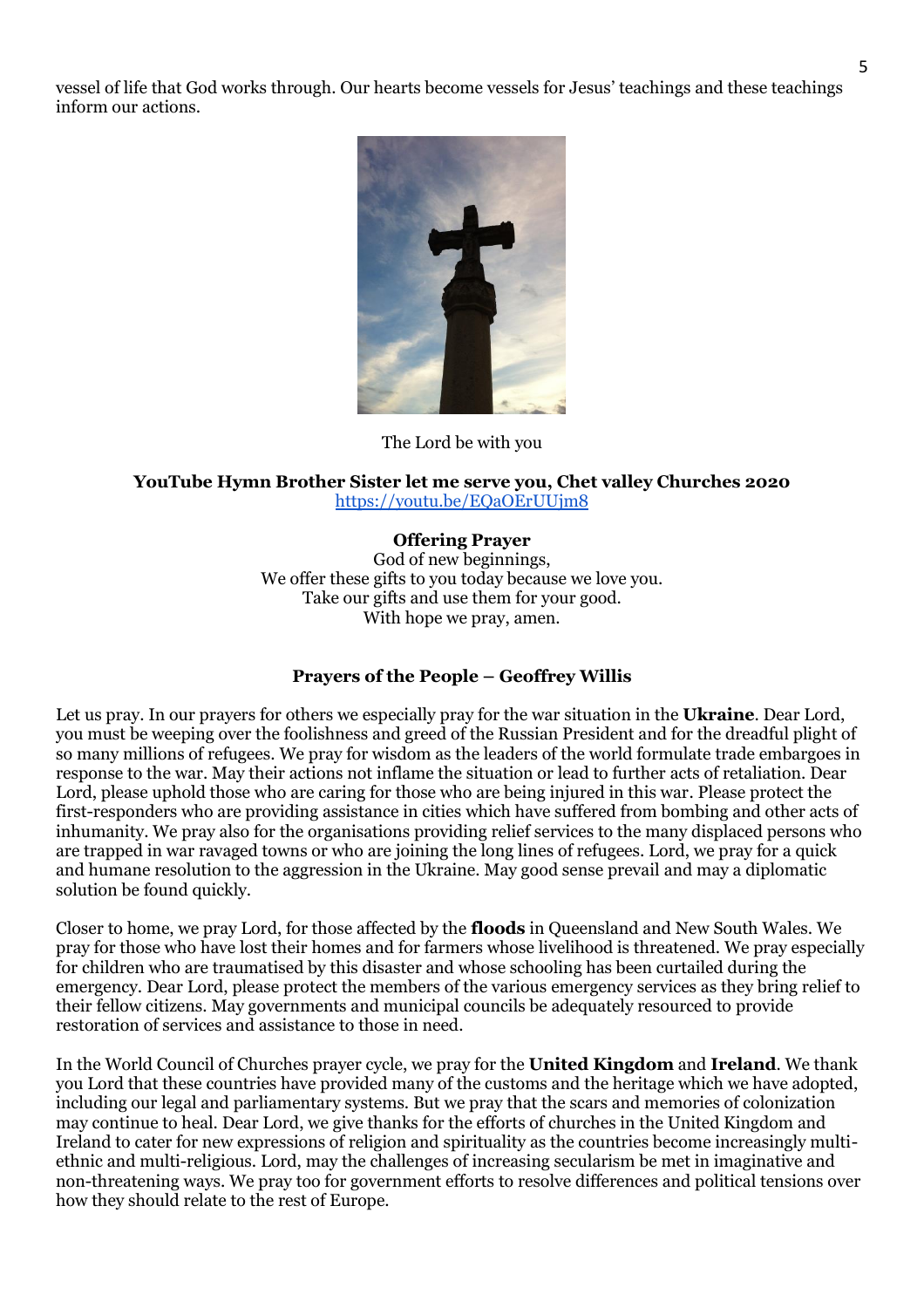vessel of life that God works through. Our hearts become vessels for Jesus' teachings and these teachings inform our actions.

The Lord be with you

**YouTube Hymn Brother Sister let me serve you, Chet valley Churches 2020**
https://youtu.be/EQaOErUUjm8

**Offering Prayer**

God of new beginnings,
We offer these gifts to you today because we love you.
Take our gifts and use them for your good.
With hope we pray, amen.

**Prayers of the People – Geoffrey Willis**

Let us pray. In our prayers for others we especially pray for the war situation in the **Ukraine**. Dear Lord, you must be weeping over the foolishness and greed of the Russian President and for the dreadful plight of so many millions of refugees. We pray for wisdom as the leaders of the world formulate trade embargoes in response to the war. May their actions not inflame the situation or lead to further acts of retaliation. Dear Lord, please uphold those who are caring for those who are being injured in this war. Please protect the first-responders who are providing assistance in cities which have suffered from bombing and other acts of inhumanity. We pray also for the organisations providing relief services to the many displaced persons who are trapped in war ravaged towns or who are joining the long lines of refugees. Lord, we pray for a quick and humane resolution to the aggression in the Ukraine. May good sense prevail and may a diplomatic solution be found quickly.

Closer to home, we pray Lord, for those affected by the **floods** in Queensland and New South Wales. We pray for those who have lost their homes and for farmers whose livelihood is threatened. We pray especially for children who are traumatised by this disaster and whose schooling has been curtailed during the emergency. Dear Lord, please protect the members of the various emergency services as they bring relief to their fellow citizens. May governments and municipal councils be adequately resourced to provide restoration of services and assistance to those in need.

In the World Council of Churches prayer cycle, we pray for the **United Kingdom** and **Ireland**. We thank you Lord that these countries have provided many of the customs and the heritage which we have adopted, including our legal and parliamentary systems. But we pray that the scars and memories of colonization may continue to heal. Dear Lord, we give thanks for the efforts of churches in the United Kingdom and Ireland to cater for new expressions of religion and spirituality as the countries become increasingly multi-ethnic and multi-religious. Lord, may the challenges of increasing secularism be met in imaginative and non-threatening ways. We pray too for government efforts to resolve differences and political tensions over how they should relate to the rest of Europe.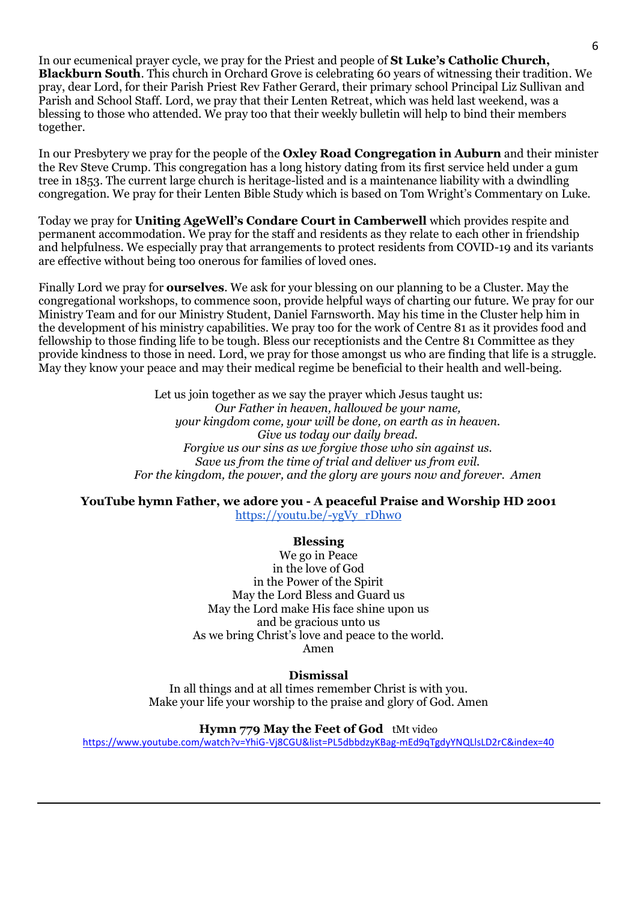In our ecumenical prayer cycle, we pray for the Priest and people of **St Luke's Catholic Church, Blackburn South**. This church in Orchard Grove is celebrating 60 years of witnessing their tradition. We pray, dear Lord, for their Parish Priest Rev Father Gerard, their primary school Principal Liz Sullivan and Parish and School Staff. Lord, we pray that their Lenten Retreat, which was held last weekend, was a blessing to those who attended. We pray too that their weekly bulletin will help to bind their members together.

In our Presbytery we pray for the people of the **Oxley Road Congregation in Auburn** and their minister the Rev Steve Crump. This congregation has a long history dating from its first service held under a gum tree in 1853. The current large church is heritage-listed and is a maintenance liability with a dwindling congregation. We pray for their Lenten Bible Study which is based on Tom Wright's Commentary on Luke.

Today we pray for **Uniting AgeWell's Condare Court in Camberwell** which provides respite and permanent accommodation. We pray for the staff and residents as they relate to each other in friendship and helpfulness. We especially pray that arrangements to protect residents from COVID-19 and its variants are effective without being too onerous for families of loved ones.

Finally Lord we pray for **ourselves**. We ask for your blessing on our planning to be a Cluster. May the congregational workshops, to commence soon, provide helpful ways of charting our future. We pray for our Ministry Team and for our Ministry Student, Daniel Farnsworth. May his time in the Cluster help him in the development of his ministry capabilities. We pray too for the work of Centre 81 as it provides food and fellowship to those finding life to be tough. Bless our receptionists and the Centre 81 Committee as they provide kindness to those in need. Lord, we pray for those amongst us who are finding that life is a struggle. May they know your peace and may their medical regime be beneficial to their health and well-being.

Let us join together as we say the prayer which Jesus taught us:
*Our Father in heaven, hallowed be your name,*
*your kingdom come, your will be done, on earth as in heaven.*
*Give us today our daily bread.*
*Forgive us our sins as we forgive those who sin against us.*
*Save us from the time of trial and deliver us from evil.*
*For the kingdom, the power, and the glory are yours now and forever. Amen*

**YouTube hymn Father, we adore you - A peaceful Praise and Worship HD 2001**
https://youtu.be/-ygVy_rDhw0

**Blessing**

We go in Peace
in the love of God
in the Power of the Spirit
May the Lord Bless and Guard us
May the Lord make His face shine upon us
and be gracious unto us
As we bring Christ's love and peace to the world.
Amen

**Dismissal**

In all things and at all times remember Christ is with you.
Make your life your worship to the praise and glory of God. Amen

**Hymn 779 May the Feet of God** tMt video
https://www.youtube.com/watch?v=YhiG-Vj8CGU&list=PL5dbbdzyKBag-mEd9qTgdyYNQLlsLD2rC&index=40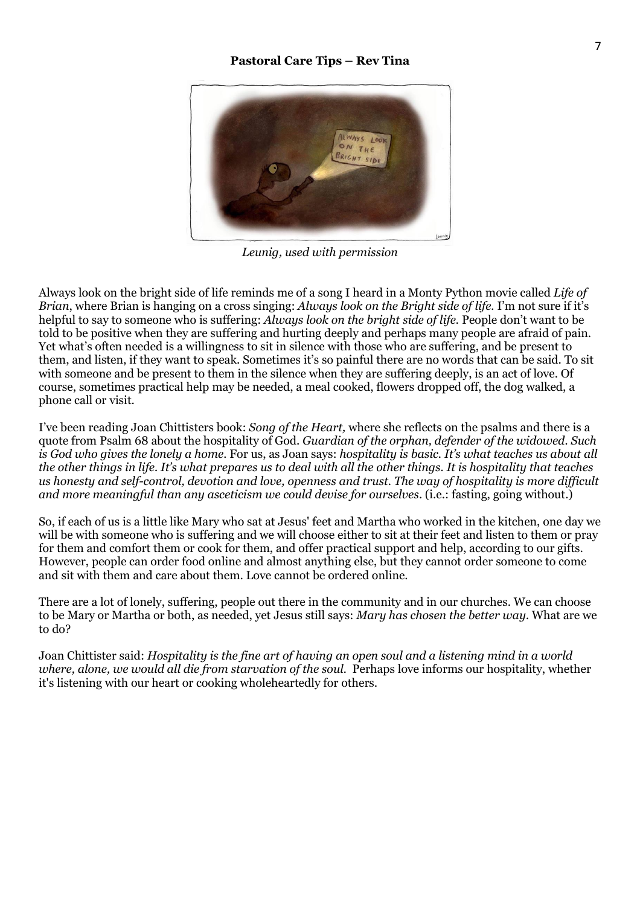**Pastoral Care Tips – Rev Tina**

*Leunig, used with permission*

Always look on the bright side of life reminds me of a song I heard in a Monty Python movie called *Life of Brian*, where Brian is hanging on a cross singing: *Always look on the Bright side of life.* I'm not sure if it's helpful to say to someone who is suffering: *Always look on the bright side of life.* People don't want to be told to be positive when they are suffering and hurting deeply and perhaps many people are afraid of pain. Yet what's often needed is a willingness to sit in silence with those who are suffering, and be present to them, and listen, if they want to speak. Sometimes it's so painful there are no words that can be said. To sit with someone and be present to them in the silence when they are suffering deeply, is an act of love. Of course, sometimes practical help may be needed, a meal cooked, flowers dropped off, the dog walked, a phone call or visit.

I've been reading Joan Chittisters book: *Song of the Heart,* where she reflects on the psalms and there is a quote from Psalm 68 about the hospitality of God. *Guardian of the orphan, defender of the widowed. Such is God who gives the lonely a home.* For us, as Joan says: *hospitality is basic. It's what teaches us about all the other things in life. It's what prepares us to deal with all the other things. It is hospitality that teaches us honesty and self-control, devotion and love, openness and trust. The way of hospitality is more difficult and more meaningful than any asceticism we could devise for ourselves*. (i.e.: fasting, going without.)

So, if each of us is a little like Mary who sat at Jesus' feet and Martha who worked in the kitchen, one day we will be with someone who is suffering and we will choose either to sit at their feet and listen to them or pray for them and comfort them or cook for them, and offer practical support and help, according to our gifts. However, people can order food online and almost anything else, but they cannot order someone to come and sit with them and care about them. Love cannot be ordered online.

There are a lot of lonely, suffering, people out there in the community and in our churches. We can choose to be Mary or Martha or both, as needed, yet Jesus still says: *Mary has chosen the better way.* What are we to do?

Joan Chittister said: *Hospitality is the fine art of having an open soul and a listening mind in a world where, alone, we would all die from starvation of the soul.* Perhaps love informs our hospitality, whether it's listening with our heart or cooking wholeheartedly for others.